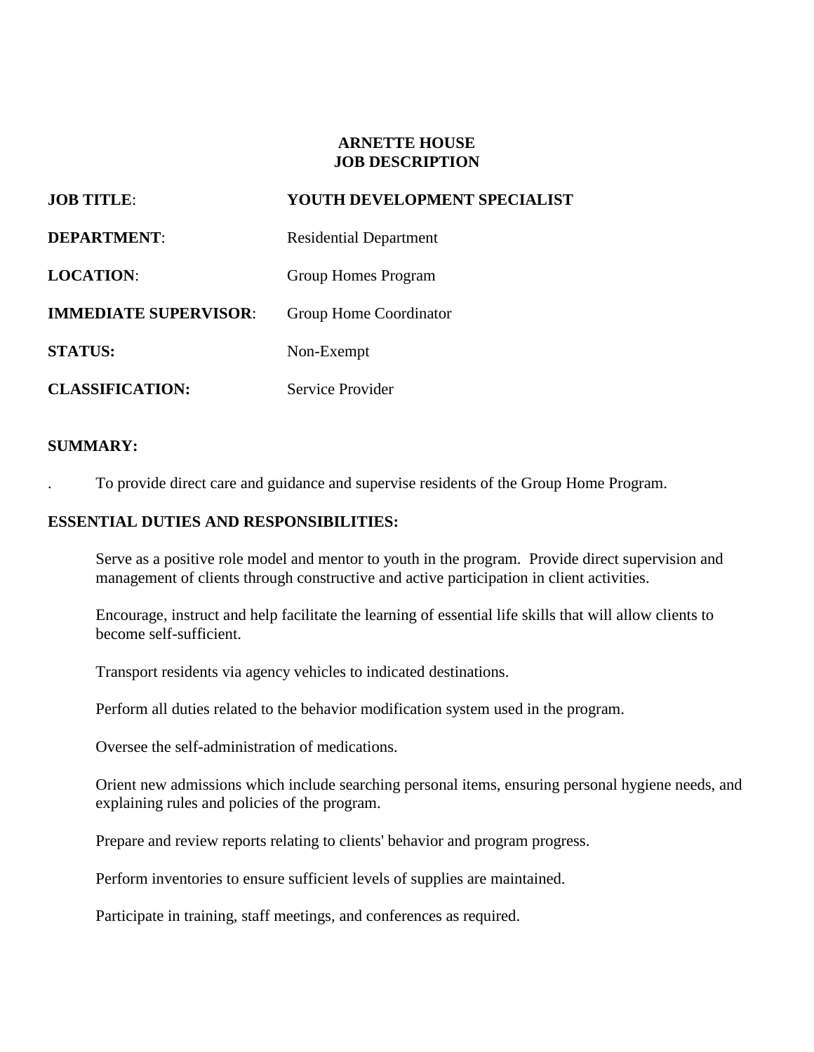# ARNETTE HOUSE
# JOB DESCRIPTION

**JOB TITLE**: **YOUTH DEVELOPMENT SPECIALIST**

**DEPARTMENT**: Residential Department

**LOCATION**: Group Homes Program

**IMMEDIATE SUPERVISOR**: Group Home Coordinator

**STATUS:** Non-Exempt

**CLASSIFICATION:** Service Provider

**SUMMARY:**

. To provide direct care and guidance and supervise residents of the Group Home Program.

**ESSENTIAL DUTIES AND RESPONSIBILITIES:**

Serve as a positive role model and mentor to youth in the program. Provide direct supervision and management of clients through constructive and active participation in client activities.

Encourage, instruct and help facilitate the learning of essential life skills that will allow clients to become self-sufficient.

Transport residents via agency vehicles to indicated destinations.

Perform all duties related to the behavior modification system used in the program.

Oversee the self-administration of medications.

Orient new admissions which include searching personal items, ensuring personal hygiene needs, and explaining rules and policies of the program.

Prepare and review reports relating to clients' behavior and program progress.

Perform inventories to ensure sufficient levels of supplies are maintained.

Participate in training, staff meetings, and conferences as required.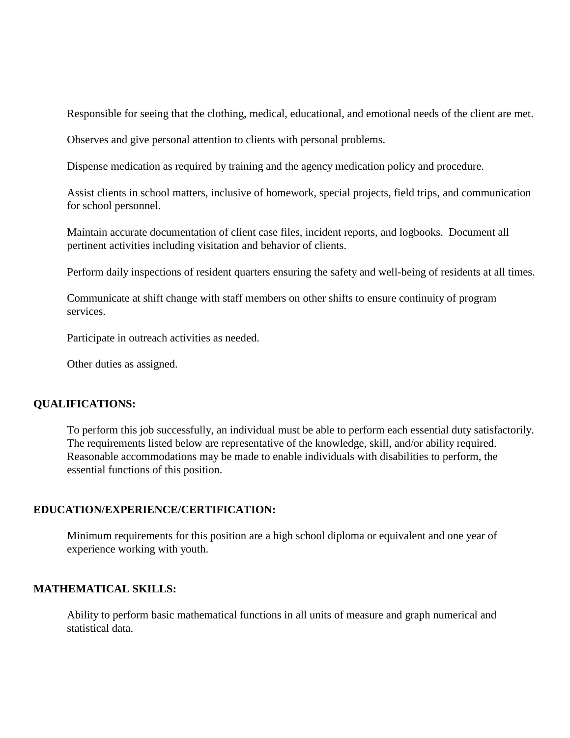Responsible for seeing that the clothing, medical, educational, and emotional needs of the client are met.

Observes and give personal attention to clients with personal problems.

Dispense medication as required by training and the agency medication policy and procedure.

Assist clients in school matters, inclusive of homework, special projects, field trips, and communication for school personnel.

Maintain accurate documentation of client case files, incident reports, and logbooks. Document all pertinent activities including visitation and behavior of clients.

Perform daily inspections of resident quarters ensuring the safety and well-being of residents at all times.

Communicate at shift change with staff members on other shifts to ensure continuity of program services.

Participate in outreach activities as needed.

Other duties as assigned.

**QUALIFICATIONS:**

To perform this job successfully, an individual must be able to perform each essential duty satisfactorily. The requirements listed below are representative of the knowledge, skill, and/or ability required. Reasonable accommodations may be made to enable individuals with disabilities to perform, the essential functions of this position.

**EDUCATION/EXPERIENCE/CERTIFICATION:**

Minimum requirements for this position are a high school diploma or equivalent and one year of experience working with youth.

**MATHEMATICAL SKILLS:**

Ability to perform basic mathematical functions in all units of measure and graph numerical and statistical data.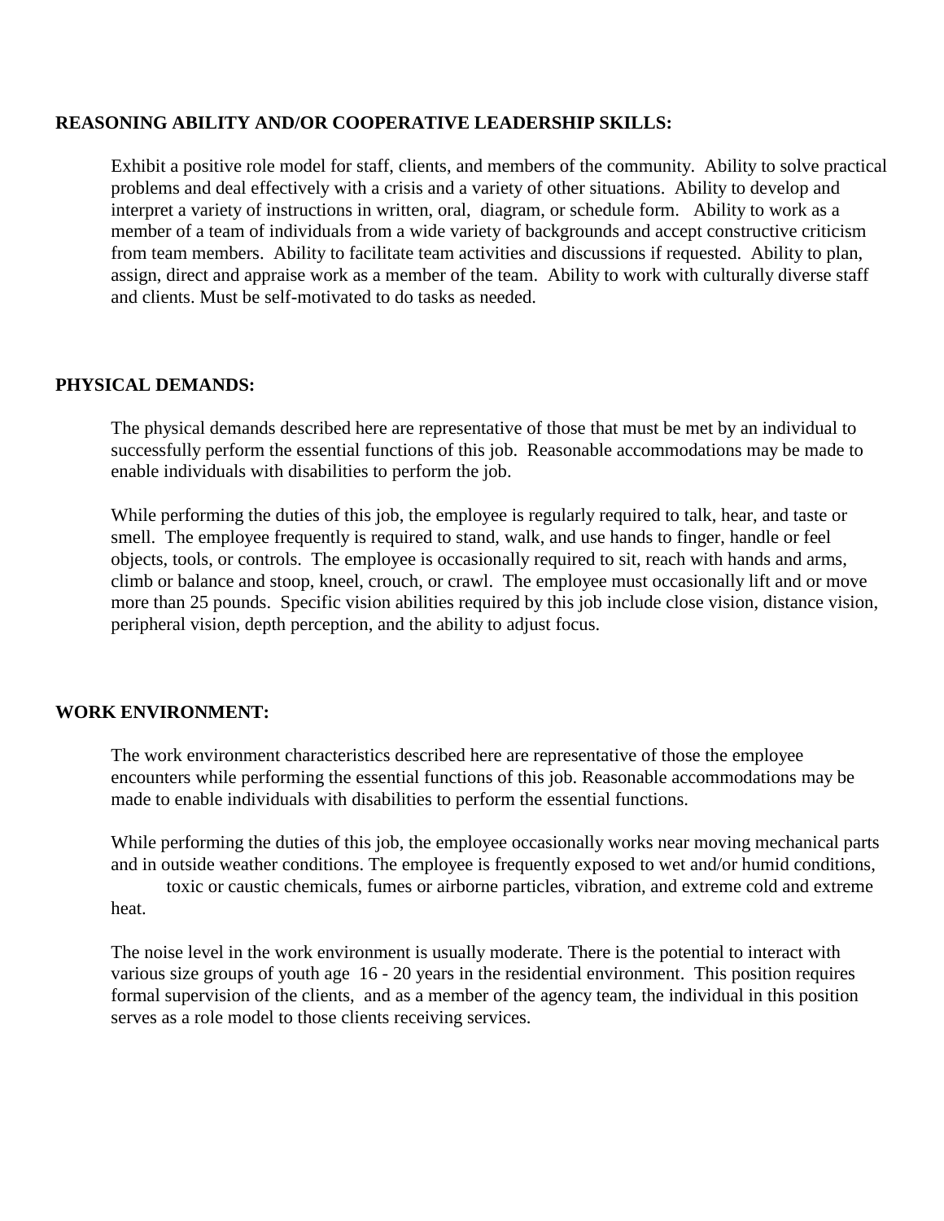**REASONING ABILITY AND/OR COOPERATIVE LEADERSHIP SKILLS:**

Exhibit a positive role model for staff, clients, and members of the community. Ability to solve practical problems and deal effectively with a crisis and a variety of other situations. Ability to develop and interpret a variety of instructions in written, oral, diagram, or schedule form. Ability to work as a member of a team of individuals from a wide variety of backgrounds and accept constructive criticism from team members. Ability to facilitate team activities and discussions if requested. Ability to plan, assign, direct and appraise work as a member of the team. Ability to work with culturally diverse staff and clients. Must be self-motivated to do tasks as needed.

**PHYSICAL DEMANDS:**

The physical demands described here are representative of those that must be met by an individual to successfully perform the essential functions of this job. Reasonable accommodations may be made to enable individuals with disabilities to perform the job.

While performing the duties of this job, the employee is regularly required to talk, hear, and taste or smell. The employee frequently is required to stand, walk, and use hands to finger, handle or feel objects, tools, or controls. The employee is occasionally required to sit, reach with hands and arms, climb or balance and stoop, kneel, crouch, or crawl. The employee must occasionally lift and or move more than 25 pounds. Specific vision abilities required by this job include close vision, distance vision, peripheral vision, depth perception, and the ability to adjust focus.

**WORK ENVIRONMENT:**

The work environment characteristics described here are representative of those the employee encounters while performing the essential functions of this job. Reasonable accommodations may be made to enable individuals with disabilities to perform the essential functions.

While performing the duties of this job, the employee occasionally works near moving mechanical parts and in outside weather conditions. The employee is frequently exposed to wet and/or humid conditions, toxic or caustic chemicals, fumes or airborne particles, vibration, and extreme cold and extreme heat.

The noise level in the work environment is usually moderate. There is the potential to interact with various size groups of youth age 16 - 20 years in the residential environment. This position requires formal supervision of the clients, and as a member of the agency team, the individual in this position serves as a role model to those clients receiving services.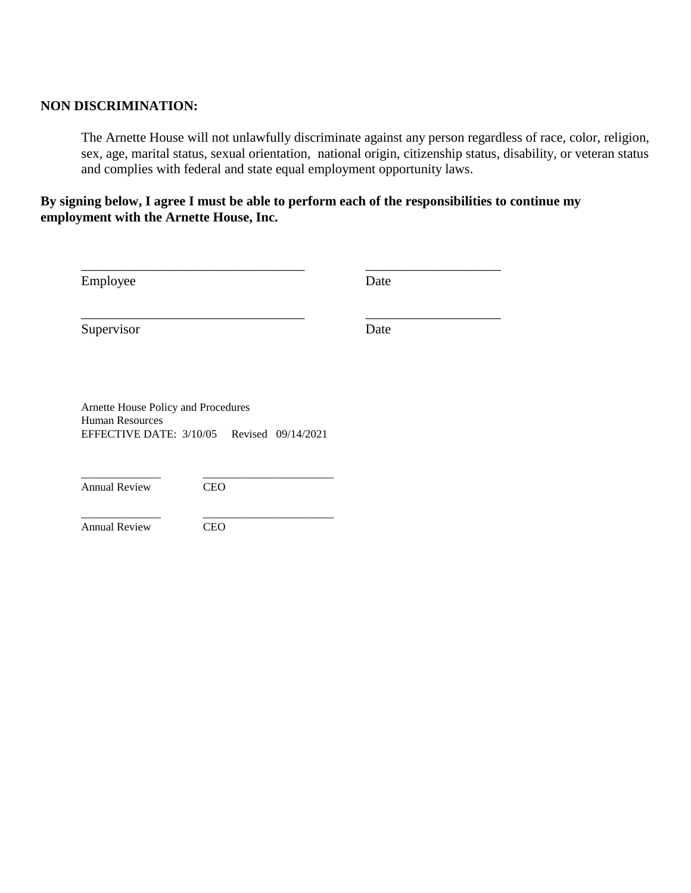**NON DISCRIMINATION:**

The Arnette House will not unlawfully discriminate against any person regardless of race, color, religion, sex, age, marital status, sexual orientation, national origin, citizenship status, disability, or veteran status and complies with federal and state equal employment opportunity laws.

**By signing below, I agree I must be able to perform each of the responsibilities to continue my employment with the Arnette House, Inc.**

_________________________________ ____________________

Employee Date

_________________________________ ____________________

Supervisor Date

Arnette House Policy and Procedures
Human Resources
EFFECTIVE DATE: 3/10/05 Revised 09/14/2021

_____________ ______________________

Annual Review CEO

_____________ ______________________

Annual Review CEO